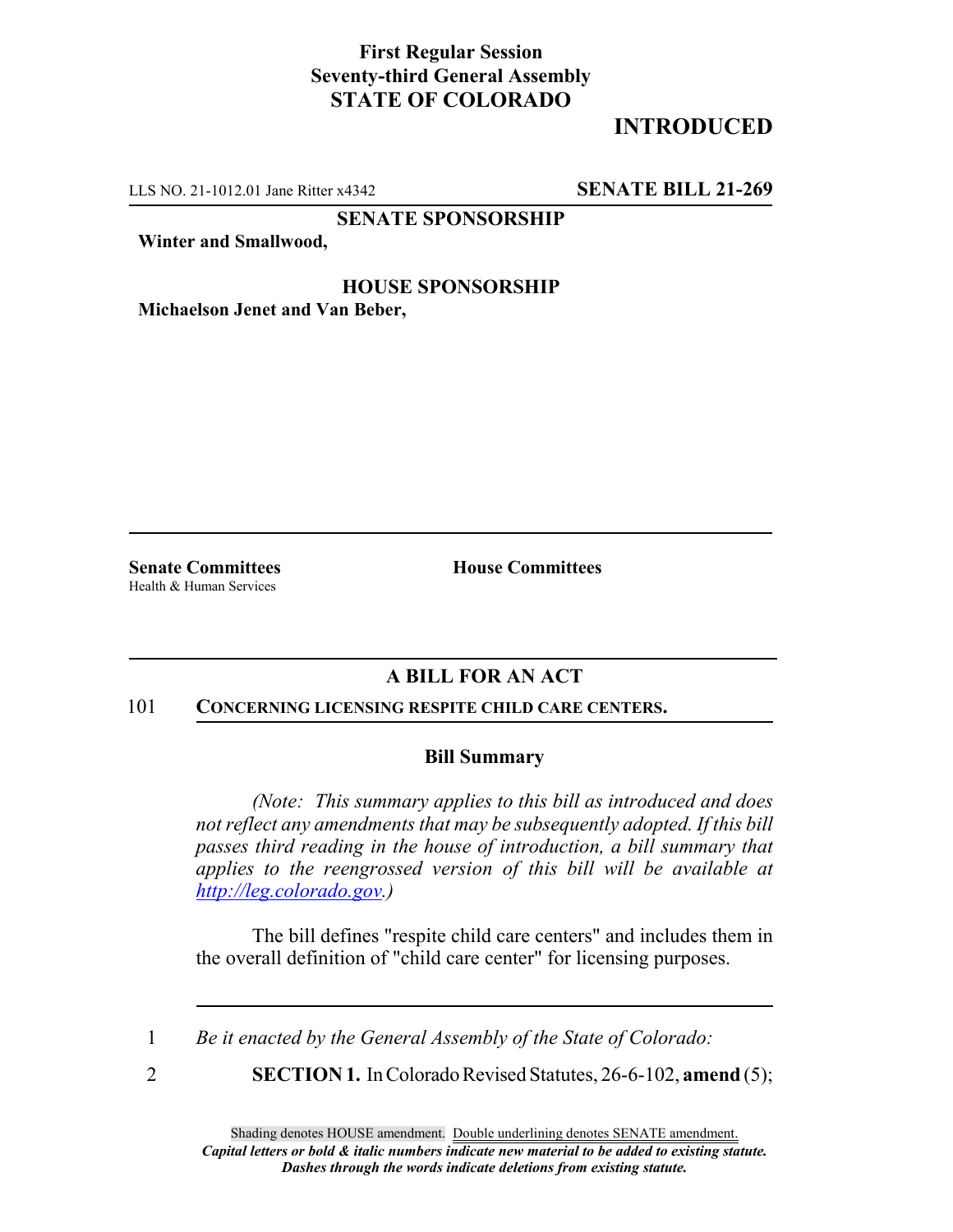**First Regular Session**
**Seventy-third General Assembly**
**STATE OF COLORADO**

# INTRODUCED

LLS NO. 21-1012.01 Jane Ritter x4342 **SENATE BILL 21-269**

**SENATE SPONSORSHIP**

**Winter and Smallwood,**

**HOUSE SPONSORSHIP**

**Michaelson Jenet and Van Beber,**

**Senate Committees**
Health & Human Services

**House Committees**

## A BILL FOR AN ACT

101 **CONCERNING LICENSING RESPITE CHILD CARE CENTERS.**

### Bill Summary

*(Note: This summary applies to this bill as introduced and does not reflect any amendments that may be subsequently adopted. If this bill passes third reading in the house of introduction, a bill summary that applies to the reengrossed version of this bill will be available at http://leg.colorado.gov.)*

The bill defines "respite child care centers" and includes them in the overall definition of "child care center" for licensing purposes.

1 *Be it enacted by the General Assembly of the State of Colorado:*

2 **SECTION 1.** In Colorado Revised Statutes, 26-6-102, **amend** (5);

Shading denotes HOUSE amendment. Double underlining denotes SENATE amendment.
***Capital letters or bold & italic numbers indicate new material to be added to existing statute.***
***Dashes through the words indicate deletions from existing statute.***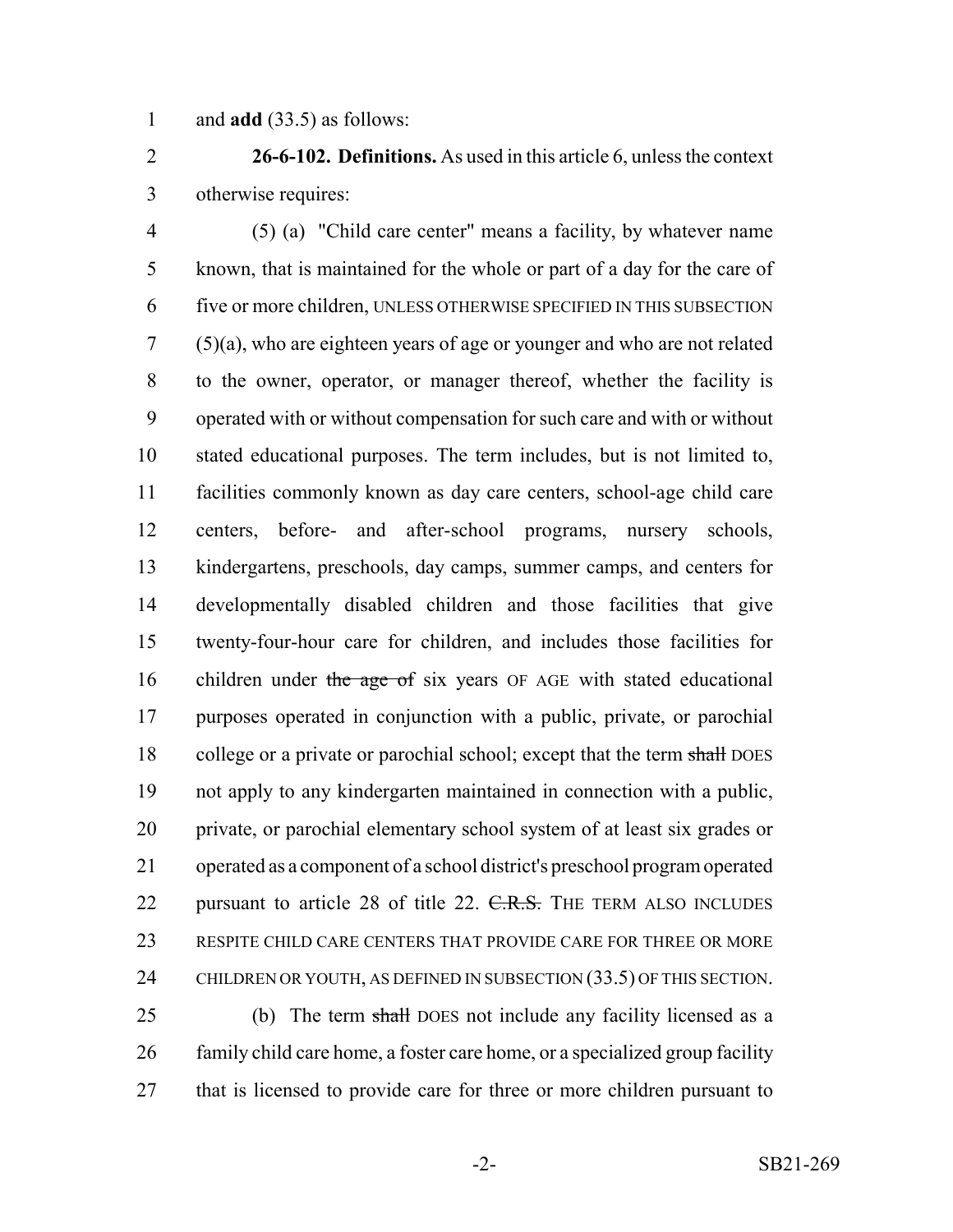and **add** (33.5) as follows:

**26-6-102. Definitions.** As used in this article 6, unless the context otherwise requires:

(5) (a) "Child care center" means a facility, by whatever name known, that is maintained for the whole or part of a day for the care of five or more children, UNLESS OTHERWISE SPECIFIED IN THIS SUBSECTION (5)(a), who are eighteen years of age or younger and who are not related to the owner, operator, or manager thereof, whether the facility is operated with or without compensation for such care and with or without stated educational purposes. The term includes, but is not limited to, facilities commonly known as day care centers, school-age child care centers, before- and after-school programs, nursery schools, kindergartens, preschools, day camps, summer camps, and centers for developmentally disabled children and those facilities that give twenty-four-hour care for children, and includes those facilities for children under ~~the age of~~ six years OF AGE with stated educational purposes operated in conjunction with a public, private, or parochial college or a private or parochial school; except that the term ~~shall~~ DOES not apply to any kindergarten maintained in connection with a public, private, or parochial elementary school system of at least six grades or operated as a component of a school district's preschool program operated pursuant to article 28 of title 22. ~~C.R.S.~~ THE TERM ALSO INCLUDES RESPITE CHILD CARE CENTERS THAT PROVIDE CARE FOR THREE OR MORE CHILDREN OR YOUTH, AS DEFINED IN SUBSECTION (33.5) OF THIS SECTION.

(b) The term ~~shall~~ DOES not include any facility licensed as a family child care home, a foster care home, or a specialized group facility that is licensed to provide care for three or more children pursuant to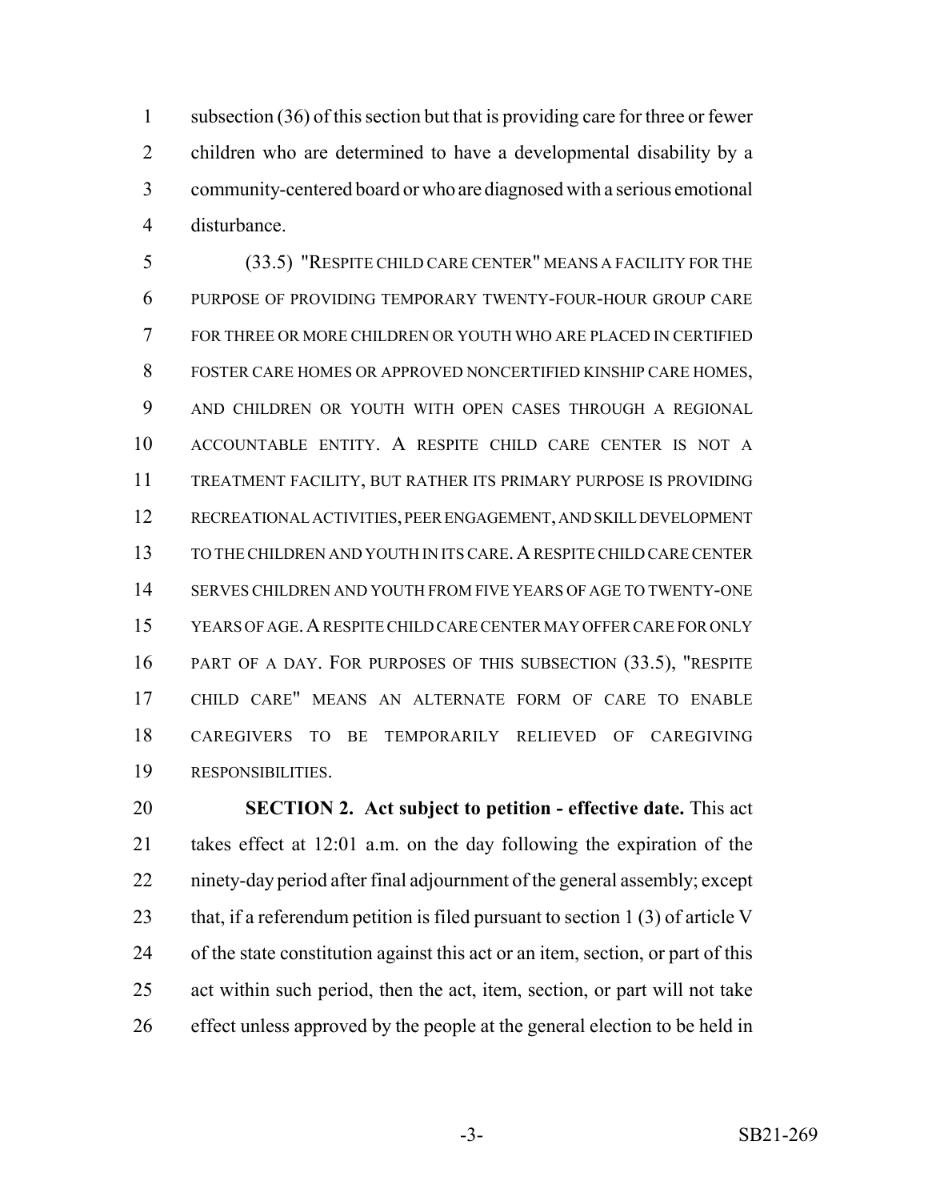subsection (36) of this section but that is providing care for three or fewer children who are determined to have a developmental disability by a community-centered board or who are diagnosed with a serious emotional disturbance.

(33.5) "RESPITE CHILD CARE CENTER" MEANS A FACILITY FOR THE PURPOSE OF PROVIDING TEMPORARY TWENTY-FOUR-HOUR GROUP CARE FOR THREE OR MORE CHILDREN OR YOUTH WHO ARE PLACED IN CERTIFIED FOSTER CARE HOMES OR APPROVED NONCERTIFIED KINSHIP CARE HOMES, AND CHILDREN OR YOUTH WITH OPEN CASES THROUGH A REGIONAL ACCOUNTABLE ENTITY. A RESPITE CHILD CARE CENTER IS NOT A TREATMENT FACILITY, BUT RATHER ITS PRIMARY PURPOSE IS PROVIDING RECREATIONAL ACTIVITIES, PEER ENGAGEMENT, AND SKILL DEVELOPMENT TO THE CHILDREN AND YOUTH IN ITS CARE. A RESPITE CHILD CARE CENTER SERVES CHILDREN AND YOUTH FROM FIVE YEARS OF AGE TO TWENTY-ONE YEARS OF AGE. A RESPITE CHILD CARE CENTER MAY OFFER CARE FOR ONLY PART OF A DAY. FOR PURPOSES OF THIS SUBSECTION (33.5), "RESPITE CHILD CARE" MEANS AN ALTERNATE FORM OF CARE TO ENABLE CAREGIVERS TO BE TEMPORARILY RELIEVED OF CAREGIVING RESPONSIBILITIES.

**SECTION 2. Act subject to petition - effective date.** This act takes effect at 12:01 a.m. on the day following the expiration of the ninety-day period after final adjournment of the general assembly; except that, if a referendum petition is filed pursuant to section 1 (3) of article V of the state constitution against this act or an item, section, or part of this act within such period, then the act, item, section, or part will not take effect unless approved by the people at the general election to be held in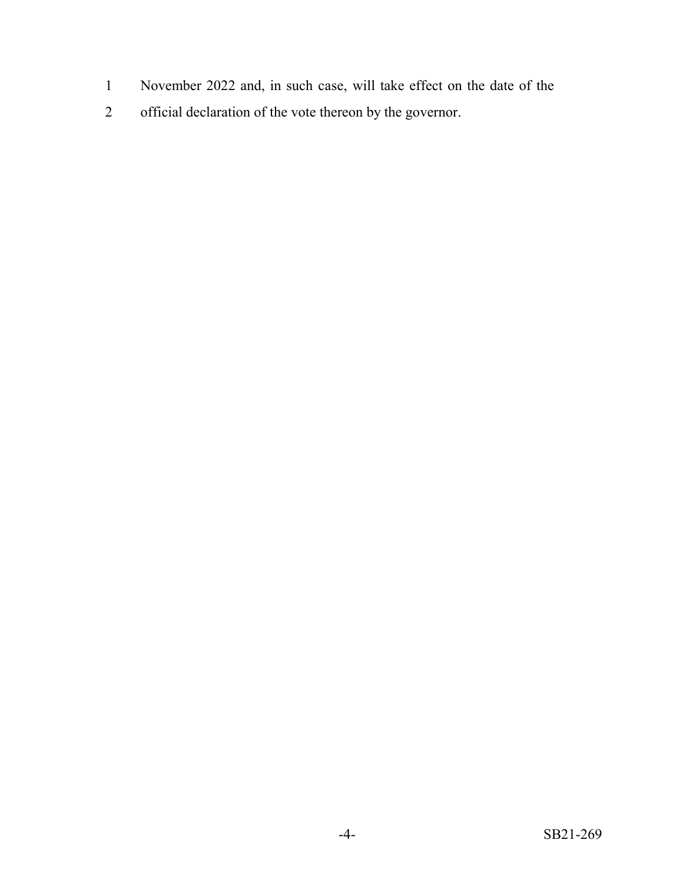November 2022 and, in such case, will take effect on the date of the official declaration of the vote thereon by the governor.